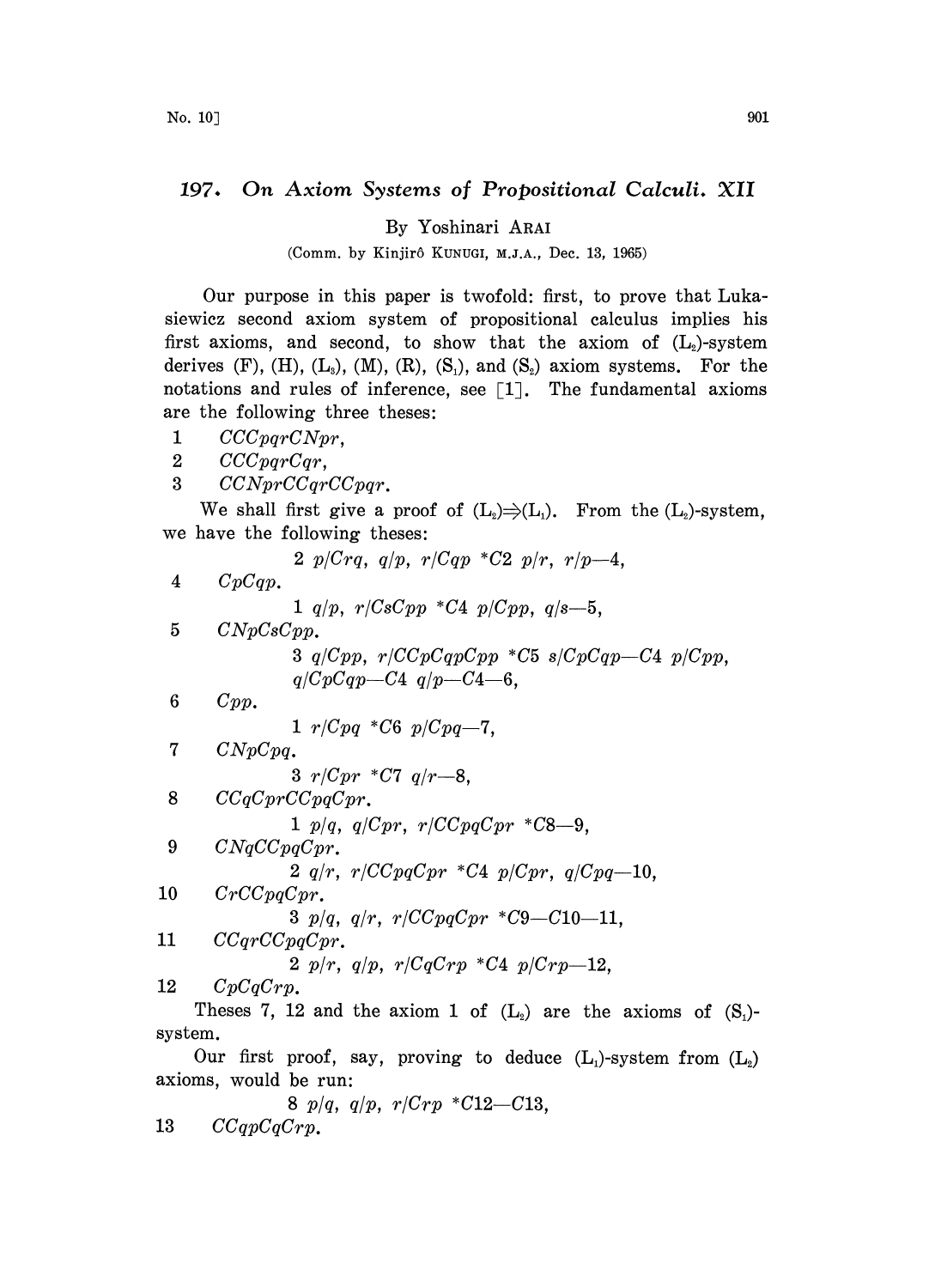# 197. On Axiom Systems of Propositional Calculi. XII

By Yoshinari ARAI

(Comm. by Kinjirô KUNUGI, M.J.A., Dec. 13, 1965)

Our purpose in this paper is twofold: first, to prove that Lukasiewicz second axiom system of propositional calculus implies his first axioms, and second, to show that the axiom of $(L_2)$-system derives (F), (H), $(L_3)$, (M), (R), $(S_1)$, and $(S_2)$ axiom systems. For the notations and rules of inference, see [1]. The fundamental axioms are the following three theses:

1 *CCCpqrCNpr*,

2 *CCCpqrCqr*,

3 *CCNprCCqrCCpqr*.

We shall first give a proof of $(L_2)\Rightarrow(L_1)$. From the $(L_2)$-system, we have the following theses:

2 *p/Crq, q/p, r/Cqp* \**C*2 *p/r, r/p*—4,

4 *CpCqp*.

1 *q/p, r/CsCpp* \**C*4 *p/Cpp, q/s*—5,

5 *CNpCsCpp*.

3 *q/Cpp, r/CCpCqpCpp* \**C*5 *s/CpCqp*—*C*4 *p/Cpp*, *q/CpCqp*—*C*4 *q/p*—*C*4—6,

6 *Cpp*.

1 *r/Cpq* \**C*6 *p/Cpq*—7,

7 *CNpCpq*.

3 *r/Cpr* \**C*7 *q/r*—8,

8 *CCqCprCCpqCpr*.

1 *p/q, q/Cpr, r/CCpqCpr* \**C*8—9,

9 *CNqCCpqCpr*.

2 *q/r, r/CCpqCpr* \**C*4 *p/Cpr, q/Cpq*—10,

10 *CrCCpqCpr*.

3 *p/q, q/r, r/CCpqCpr* \**C*9—*C*10—11,

11 *CCqrCCpqCpr*.

2 *p/r, q/p, r/CqCrp* \**C*4 *p/Crp*—12,

12 *CpCqCrp*.

Theses 7, 12 and the axiom 1 of $(L_2)$ are the axioms of $(S_1)$-system.

Our first proof, say, proving to deduce $(L_1)$-system from $(L_2)$ axioms, would be run:

8 *p/q, q/p, r/Crp* \**C*12—*C*13,

13 *CCqpCqCrp*.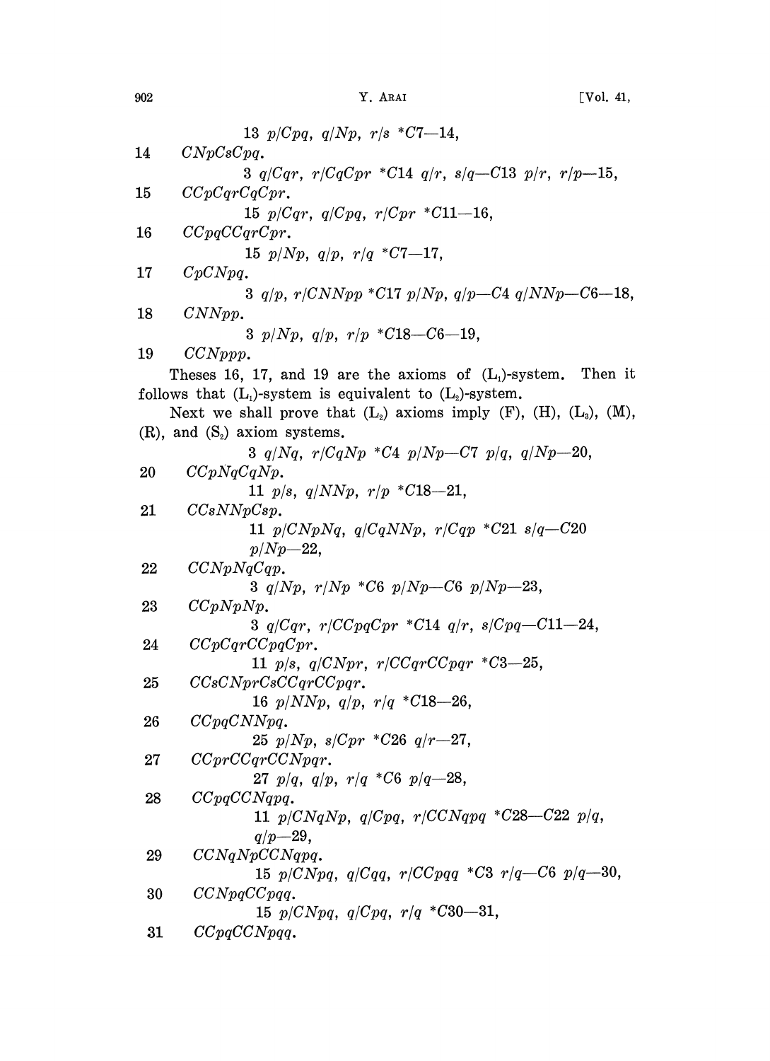13 $p/Cpq$, $q/Np$, $r/s$ $*C7$—14,

14 $CNpCsCpq$.

3 $q/Cqr$, $r/CqCpr$ $*C14$ $q/r$, $s/q$—$C13$ $p/r$, $r/p$—15,

15 $CCpCqrCqCpr$.

15 $p/Cqr$, $q/Cpq$, $r/Cpr$ $*C11$—16,

16 $CCpqCCqrCpr$.

15 $p/Np$, $q/p$, $r/q$ $*C7$—17,

17 $CpCNpq$.

3 $q/p$, $r/CNNpp$ $*C17$ $p/Np$, $q/p$—$C4$ $q/NNp$—$C6$—18,

18 $CNNpp$.

3 $p/Np$, $q/p$, $r/p$ $*C18$—$C6$—19,

19 $CCNppp$.

Theses 16, 17, and 19 are the axioms of $(L_1)$-system. Then it follows that $(L_1)$-system is equivalent to $(L_2)$-system.

Next we shall prove that $(L_2)$ axioms imply (F), (H), $(L_3)$, (M), (R), and $(S_2)$ axiom systems.

3 $q/Nq$, $r/CqNp$ $*C4$ $p/Np$—$C7$ $p/q$, $q/Np$—20,

20 $CCpNqCqNp$.

11 $p/s$, $q/NNp$, $r/p$ $*C18$—21,

21 $CCsNNpCsp$.

11 $p/CNpNq$, $q/CqNNp$, $r/Cqp$ $*C21$ $s/q$—$C20$ $p/Np$—22,

22 $CCNpNqCqp$.

3 $q/Np$, $r/Np$ $*C6$ $p/Np$—$C6$ $p/Np$—23,

23 $CCpNpNp$.

3 $q/Cqr$, $r/CCpqCpr$ $*C14$ $q/r$, $s/Cpq$—$C11$—24,

24 $CCpCqrCCpqCpr$.

11 $p/s$, $q/CNpr$, $r/CCqrCCpqr$ $*C3$—25,

25 $CCsCNprCsCCqrCCpqr$.

16 $p/NNp$, $q/p$, $r/q$ $*C18$—26,

26 $CCpqCNNpq$.

25 $p/Np$, $s/Cpr$ $*C26$ $q/r$—27,

27 $CCprCCqrCCNpqr$.

27 $p/q$, $q/p$, $r/q$ $*C6$ $p/q$—28,

28 $CCpqCCNqpq$.

11 $p/CNqNp$, $q/Cpq$, $r/CCNqpq$ $*C28$—$C22$ $p/q$, $q/p$—29,

29 $CCNqNpCCNqpq$.

15 $p/CNpq$, $q/Cqq$, $r/CCpqq$ $*C3$ $r/q$—$C6$ $p/q$—30,

30 $CCNpqCCpqq$.

15 $p/CNpq$, $q/Cpq$, $r/q$ $*C30$—31,

31 $CCpqCCNpqq$.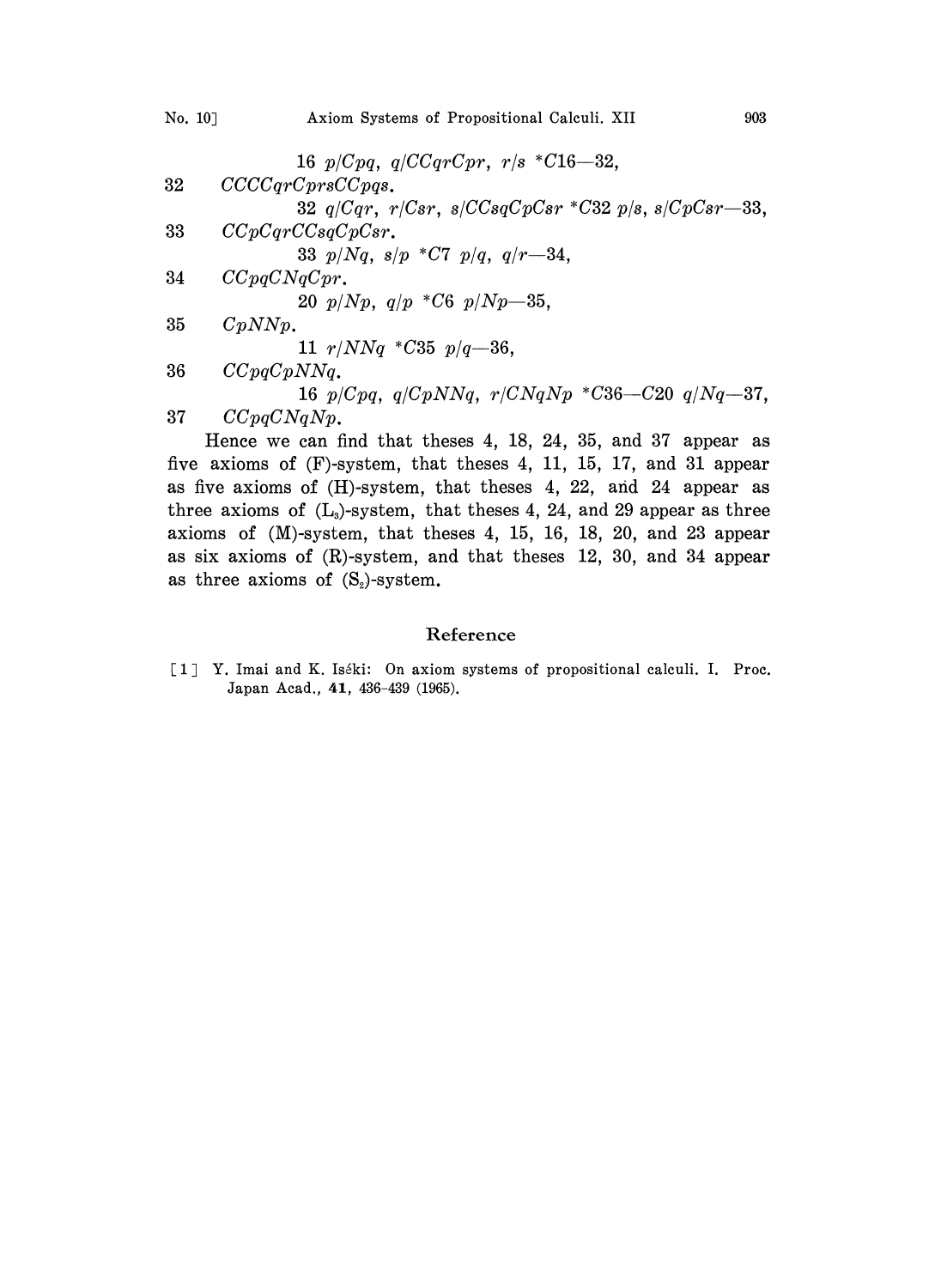16 $p/Cpq$, $q/CCqrCpr$, $r/s$ *$C16$—32,

32 $CCCCqrCprsCCpqs$.

32 $q/Cqr$, $r/Csr$, $s/CCsqCpCsr$ *$C32$ $p/s$, $s/CpCsr$—33,

33 $CCpCqrCCsqCpCsr$.

33 $p/Nq$, $s/p$ *$C7$ $p/q$, $q/r$—34,

34 $CCpqCNqCpr$.

20 $p/Np$, $q/p$ *$C6$ $p/Np$—35,

35 $CpNNp$.

11 $r/NNq$ *$C35$ $p/q$—36,

36 $CCpqCpNNq$.

16 $p/Cpq$, $q/CpNNq$, $r/CNqNp$ *$C36$—$C20$ $q/Nq$—37,

37 $CCpqCNqNp$.

Hence we can find that theses 4, 18, 24, 35, and 37 appear as five axioms of (F)-system, that theses 4, 11, 15, 17, and 31 appear as five axioms of (H)-system, that theses 4, 22, and 24 appear as three axioms of ($L_3$)-system, that theses 4, 24, and 29 appear as three axioms of (M)-system, that theses 4, 15, 16, 18, 20, and 23 appear as six axioms of (R)-system, and that theses 12, 30, and 34 appear as three axioms of ($S_2$)-system.

## Reference

[1] Y. Imai and K. Iséki: On axiom systems of propositional calculi. I. Proc. Japan Acad., **41**, 436–439 (1965).